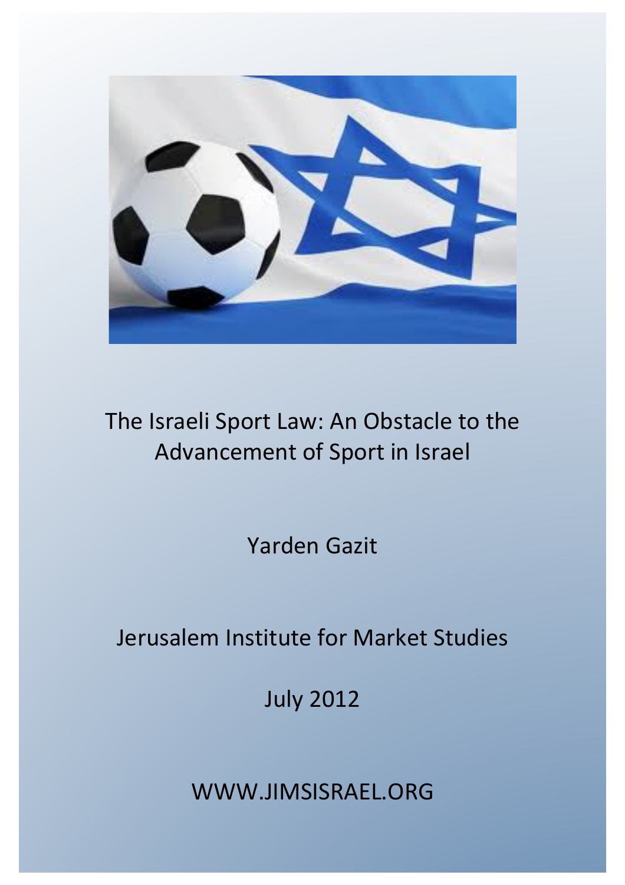# The Israeli Sport Law: An Obstacle to the Advancement of Sport in Israel

Yarden Gazit

Jerusalem Institute for Market Studies

July 2012

WWW.JIMSISRAEL.ORG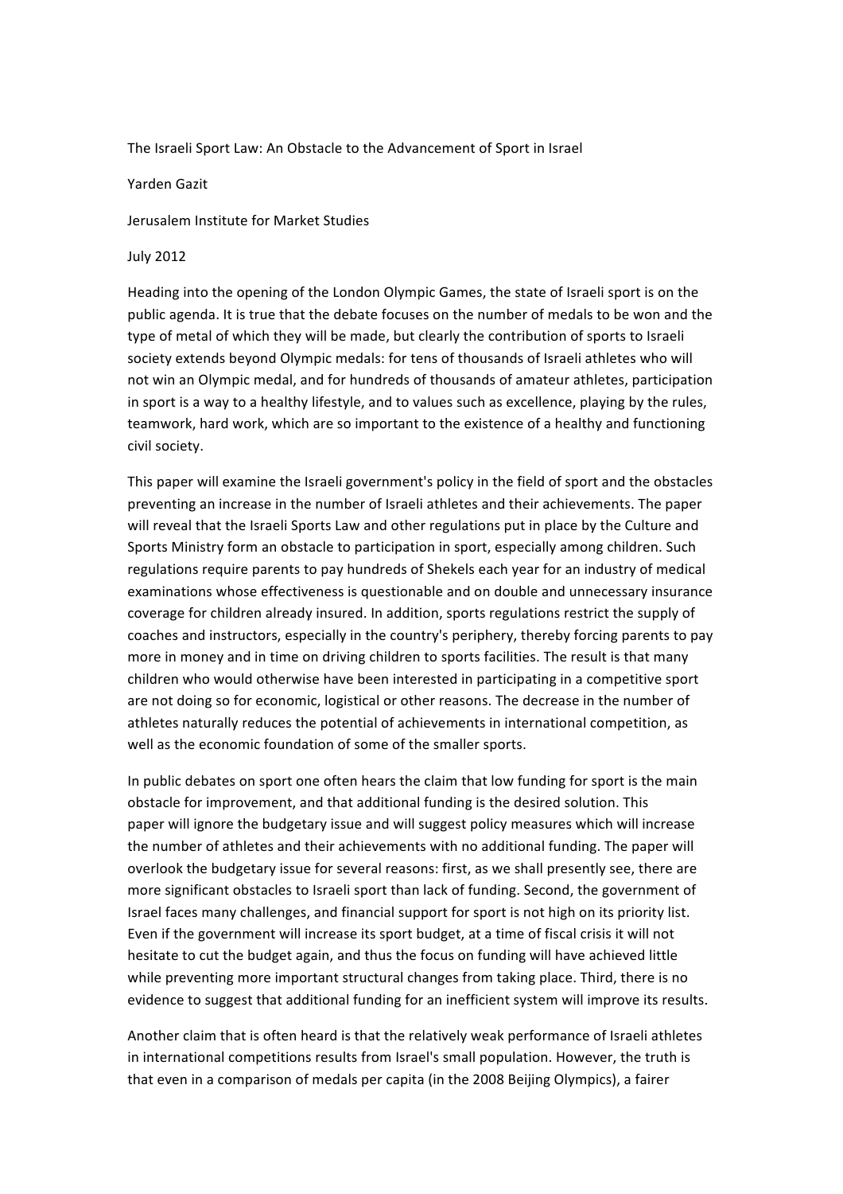# The Israeli Sport Law: An Obstacle to the Advancement of Sport in Israel

Yarden Gazit

Jerusalem Institute for Market Studies

July 2012

Heading into the opening of the London Olympic Games, the state of Israeli sport is on the public agenda. It is true that the debate focuses on the number of medals to be won and the type of metal of which they will be made, but clearly the contribution of sports to Israeli society extends beyond Olympic medals: for tens of thousands of Israeli athletes who will not win an Olympic medal, and for hundreds of thousands of amateur athletes, participation in sport is a way to a healthy lifestyle, and to values such as excellence, playing by the rules, teamwork, hard work, which are so important to the existence of a healthy and functioning civil society.

This paper will examine the Israeli government's policy in the field of sport and the obstacles preventing an increase in the number of Israeli athletes and their achievements. The paper will reveal that the Israeli Sports Law and other regulations put in place by the Culture and Sports Ministry form an obstacle to participation in sport, especially among children. Such regulations require parents to pay hundreds of Shekels each year for an industry of medical examinations whose effectiveness is questionable and on double and unnecessary insurance coverage for children already insured. In addition, sports regulations restrict the supply of coaches and instructors, especially in the country's periphery, thereby forcing parents to pay more in money and in time on driving children to sports facilities. The result is that many children who would otherwise have been interested in participating in a competitive sport are not doing so for economic, logistical or other reasons. The decrease in the number of athletes naturally reduces the potential of achievements in international competition, as well as the economic foundation of some of the smaller sports.

In public debates on sport one often hears the claim that low funding for sport is the main obstacle for improvement, and that additional funding is the desired solution. This paper will ignore the budgetary issue and will suggest policy measures which will increase the number of athletes and their achievements with no additional funding. The paper will overlook the budgetary issue for several reasons: first, as we shall presently see, there are more significant obstacles to Israeli sport than lack of funding. Second, the government of Israel faces many challenges, and financial support for sport is not high on its priority list. Even if the government will increase its sport budget, at a time of fiscal crisis it will not hesitate to cut the budget again, and thus the focus on funding will have achieved little while preventing more important structural changes from taking place. Third, there is no evidence to suggest that additional funding for an inefficient system will improve its results.

Another claim that is often heard is that the relatively weak performance of Israeli athletes in international competitions results from Israel's small population. However, the truth is that even in a comparison of medals per capita (in the 2008 Beijing Olympics), a fairer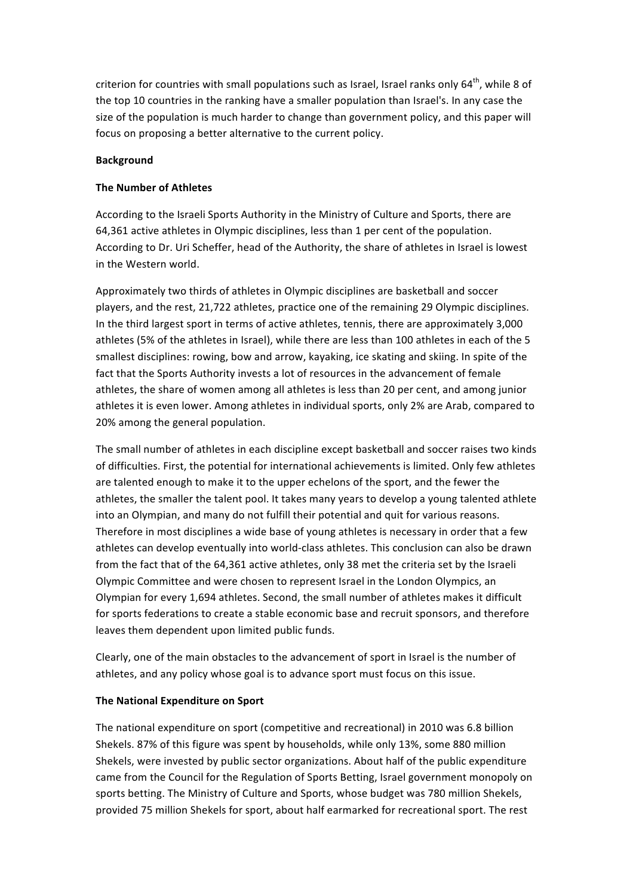criterion for countries with small populations such as Israel, Israel ranks only 64th, while 8 of the top 10 countries in the ranking have a smaller population than Israel's. In any case the size of the population is much harder to change than government policy, and this paper will focus on proposing a better alternative to the current policy.

**Background**

**The Number of Athletes**

According to the Israeli Sports Authority in the Ministry of Culture and Sports, there are 64,361 active athletes in Olympic disciplines, less than 1 per cent of the population. According to Dr. Uri Scheffer, head of the Authority, the share of athletes in Israel is lowest in the Western world.

Approximately two thirds of athletes in Olympic disciplines are basketball and soccer players, and the rest, 21,722 athletes, practice one of the remaining 29 Olympic disciplines. In the third largest sport in terms of active athletes, tennis, there are approximately 3,000 athletes (5% of the athletes in Israel), while there are less than 100 athletes in each of the 5 smallest disciplines: rowing, bow and arrow, kayaking, ice skating and skiing. In spite of the fact that the Sports Authority invests a lot of resources in the advancement of female athletes, the share of women among all athletes is less than 20 per cent, and among junior athletes it is even lower. Among athletes in individual sports, only 2% are Arab, compared to 20% among the general population.

The small number of athletes in each discipline except basketball and soccer raises two kinds of difficulties. First, the potential for international achievements is limited. Only few athletes are talented enough to make it to the upper echelons of the sport, and the fewer the athletes, the smaller the talent pool. It takes many years to develop a young talented athlete into an Olympian, and many do not fulfill their potential and quit for various reasons. Therefore in most disciplines a wide base of young athletes is necessary in order that a few athletes can develop eventually into world-class athletes. This conclusion can also be drawn from the fact that of the 64,361 active athletes, only 38 met the criteria set by the Israeli Olympic Committee and were chosen to represent Israel in the London Olympics, an Olympian for every 1,694 athletes. Second, the small number of athletes makes it difficult for sports federations to create a stable economic base and recruit sponsors, and therefore leaves them dependent upon limited public funds.

Clearly, one of the main obstacles to the advancement of sport in Israel is the number of athletes, and any policy whose goal is to advance sport must focus on this issue.

**The National Expenditure on Sport**

The national expenditure on sport (competitive and recreational) in 2010 was 6.8 billion Shekels. 87% of this figure was spent by households, while only 13%, some 880 million Shekels, were invested by public sector organizations. About half of the public expenditure came from the Council for the Regulation of Sports Betting, Israel government monopoly on sports betting. The Ministry of Culture and Sports, whose budget was 780 million Shekels, provided 75 million Shekels for sport, about half earmarked for recreational sport. The rest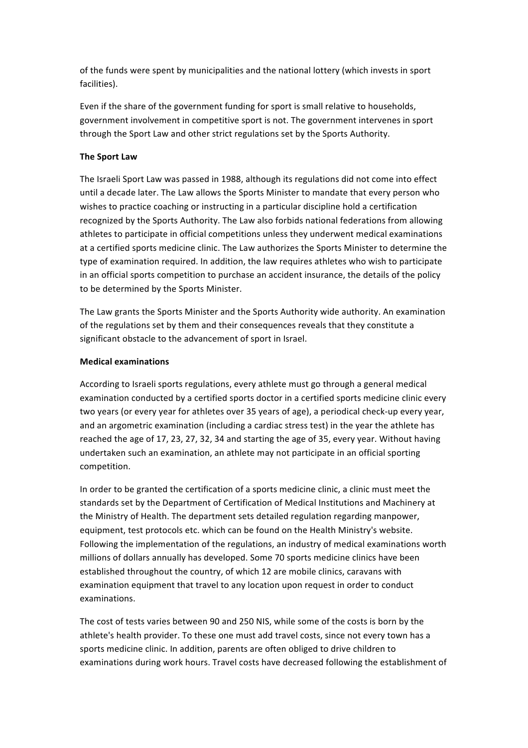of the funds were spent by municipalities and the national lottery (which invests in sport facilities).

Even if the share of the government funding for sport is small relative to households, government involvement in competitive sport is not. The government intervenes in sport through the Sport Law and other strict regulations set by the Sports Authority.

**The Sport Law**

The Israeli Sport Law was passed in 1988, although its regulations did not come into effect until a decade later. The Law allows the Sports Minister to mandate that every person who wishes to practice coaching or instructing in a particular discipline hold a certification recognized by the Sports Authority. The Law also forbids national federations from allowing athletes to participate in official competitions unless they underwent medical examinations at a certified sports medicine clinic. The Law authorizes the Sports Minister to determine the type of examination required. In addition, the law requires athletes who wish to participate in an official sports competition to purchase an accident insurance, the details of the policy to be determined by the Sports Minister.

The Law grants the Sports Minister and the Sports Authority wide authority. An examination of the regulations set by them and their consequences reveals that they constitute a significant obstacle to the advancement of sport in Israel.

**Medical examinations**

According to Israeli sports regulations, every athlete must go through a general medical examination conducted by a certified sports doctor in a certified sports medicine clinic every two years (or every year for athletes over 35 years of age), a periodical check-up every year, and an argometric examination (including a cardiac stress test) in the year the athlete has reached the age of 17, 23, 27, 32, 34 and starting the age of 35, every year. Without having undertaken such an examination, an athlete may not participate in an official sporting competition.

In order to be granted the certification of a sports medicine clinic, a clinic must meet the standards set by the Department of Certification of Medical Institutions and Machinery at the Ministry of Health. The department sets detailed regulation regarding manpower, equipment, test protocols etc. which can be found on the Health Ministry's website. Following the implementation of the regulations, an industry of medical examinations worth millions of dollars annually has developed. Some 70 sports medicine clinics have been established throughout the country, of which 12 are mobile clinics, caravans with examination equipment that travel to any location upon request in order to conduct examinations.

The cost of tests varies between 90 and 250 NIS, while some of the costs is born by the athlete's health provider. To these one must add travel costs, since not every town has a sports medicine clinic. In addition, parents are often obliged to drive children to examinations during work hours. Travel costs have decreased following the establishment of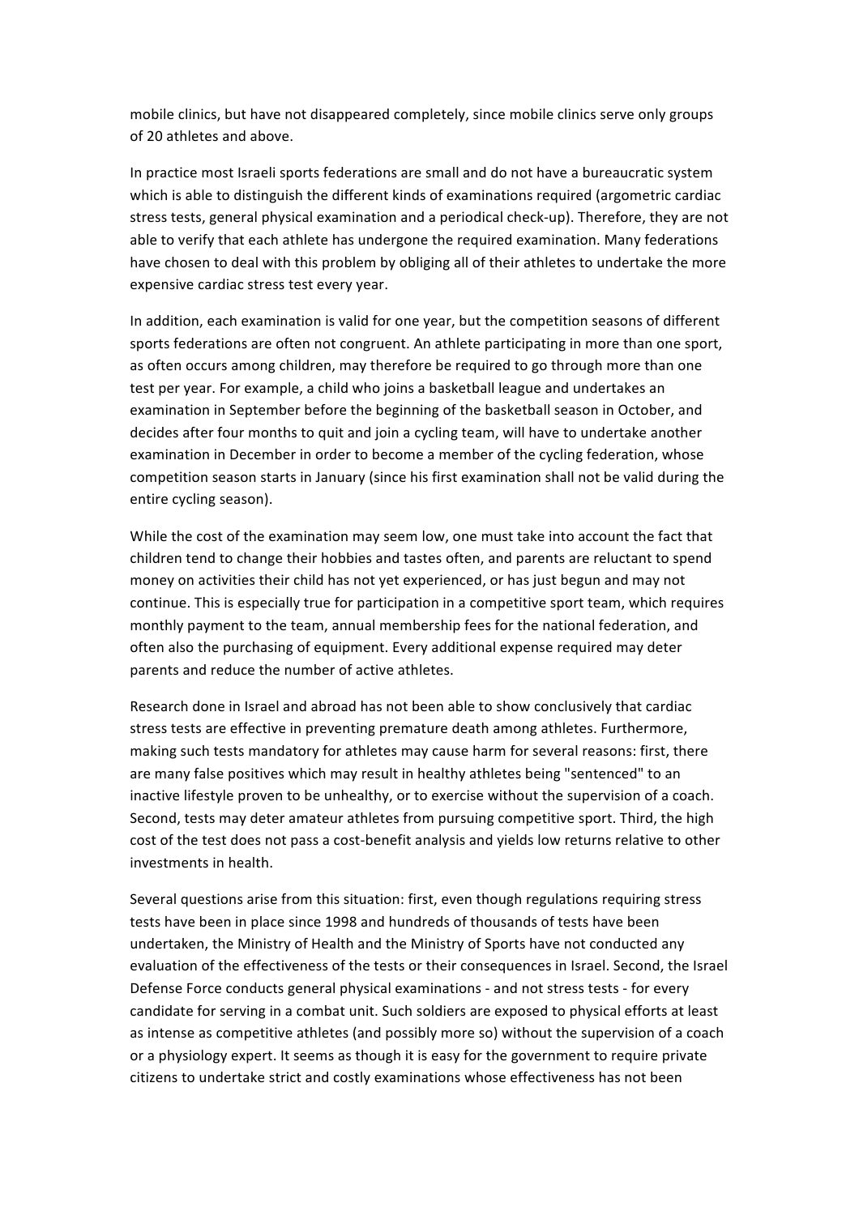mobile clinics, but have not disappeared completely, since mobile clinics serve only groups of 20 athletes and above.

In practice most Israeli sports federations are small and do not have a bureaucratic system which is able to distinguish the different kinds of examinations required (argometric cardiac stress tests, general physical examination and a periodical check-up). Therefore, they are not able to verify that each athlete has undergone the required examination. Many federations have chosen to deal with this problem by obliging all of their athletes to undertake the more expensive cardiac stress test every year.

In addition, each examination is valid for one year, but the competition seasons of different sports federations are often not congruent. An athlete participating in more than one sport, as often occurs among children, may therefore be required to go through more than one test per year. For example, a child who joins a basketball league and undertakes an examination in September before the beginning of the basketball season in October, and decides after four months to quit and join a cycling team, will have to undertake another examination in December in order to become a member of the cycling federation, whose competition season starts in January (since his first examination shall not be valid during the entire cycling season).

While the cost of the examination may seem low, one must take into account the fact that children tend to change their hobbies and tastes often, and parents are reluctant to spend money on activities their child has not yet experienced, or has just begun and may not continue. This is especially true for participation in a competitive sport team, which requires monthly payment to the team, annual membership fees for the national federation, and often also the purchasing of equipment. Every additional expense required may deter parents and reduce the number of active athletes.

Research done in Israel and abroad has not been able to show conclusively that cardiac stress tests are effective in preventing premature death among athletes. Furthermore, making such tests mandatory for athletes may cause harm for several reasons: first, there are many false positives which may result in healthy athletes being "sentenced" to an inactive lifestyle proven to be unhealthy, or to exercise without the supervision of a coach. Second, tests may deter amateur athletes from pursuing competitive sport. Third, the high cost of the test does not pass a cost-benefit analysis and yields low returns relative to other investments in health.

Several questions arise from this situation: first, even though regulations requiring stress tests have been in place since 1998 and hundreds of thousands of tests have been undertaken, the Ministry of Health and the Ministry of Sports have not conducted any evaluation of the effectiveness of the tests or their consequences in Israel. Second, the Israel Defense Force conducts general physical examinations - and not stress tests - for every candidate for serving in a combat unit. Such soldiers are exposed to physical efforts at least as intense as competitive athletes (and possibly more so) without the supervision of a coach or a physiology expert. It seems as though it is easy for the government to require private citizens to undertake strict and costly examinations whose effectiveness has not been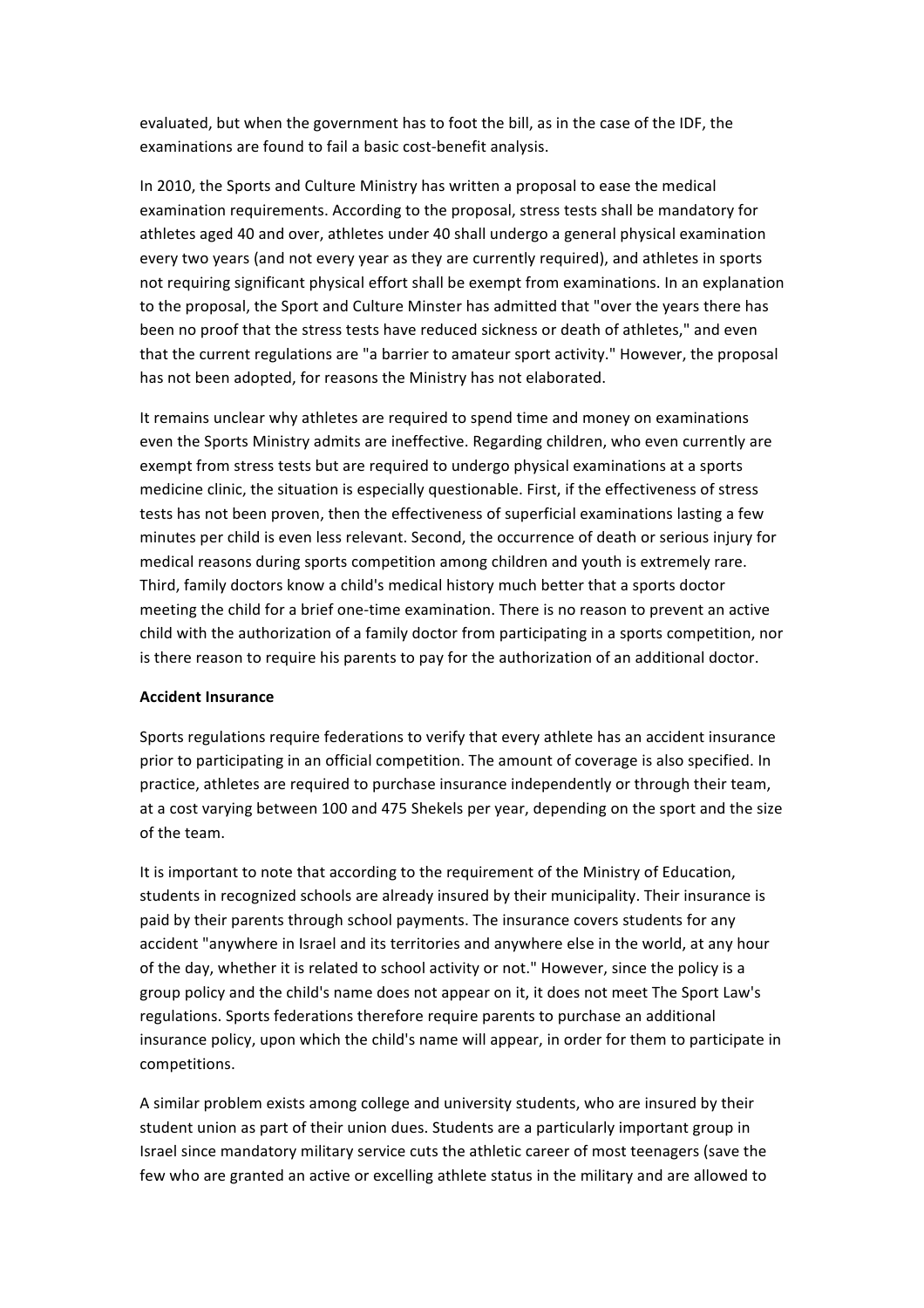evaluated, but when the government has to foot the bill, as in the case of the IDF, the examinations are found to fail a basic cost-benefit analysis.

In 2010, the Sports and Culture Ministry has written a proposal to ease the medical examination requirements. According to the proposal, stress tests shall be mandatory for athletes aged 40 and over, athletes under 40 shall undergo a general physical examination every two years (and not every year as they are currently required), and athletes in sports not requiring significant physical effort shall be exempt from examinations. In an explanation to the proposal, the Sport and Culture Minster has admitted that "over the years there has been no proof that the stress tests have reduced sickness or death of athletes," and even that the current regulations are "a barrier to amateur sport activity." However, the proposal has not been adopted, for reasons the Ministry has not elaborated.

It remains unclear why athletes are required to spend time and money on examinations even the Sports Ministry admits are ineffective. Regarding children, who even currently are exempt from stress tests but are required to undergo physical examinations at a sports medicine clinic, the situation is especially questionable. First, if the effectiveness of stress tests has not been proven, then the effectiveness of superficial examinations lasting a few minutes per child is even less relevant. Second, the occurrence of death or serious injury for medical reasons during sports competition among children and youth is extremely rare. Third, family doctors know a child's medical history much better that a sports doctor meeting the child for a brief one-time examination. There is no reason to prevent an active child with the authorization of a family doctor from participating in a sports competition, nor is there reason to require his parents to pay for the authorization of an additional doctor.

**Accident Insurance**

Sports regulations require federations to verify that every athlete has an accident insurance prior to participating in an official competition. The amount of coverage is also specified. In practice, athletes are required to purchase insurance independently or through their team, at a cost varying between 100 and 475 Shekels per year, depending on the sport and the size of the team.

It is important to note that according to the requirement of the Ministry of Education, students in recognized schools are already insured by their municipality. Their insurance is paid by their parents through school payments. The insurance covers students for any accident "anywhere in Israel and its territories and anywhere else in the world, at any hour of the day, whether it is related to school activity or not." However, since the policy is a group policy and the child's name does not appear on it, it does not meet The Sport Law's regulations. Sports federations therefore require parents to purchase an additional insurance policy, upon which the child's name will appear, in order for them to participate in competitions.

A similar problem exists among college and university students, who are insured by their student union as part of their union dues. Students are a particularly important group in Israel since mandatory military service cuts the athletic career of most teenagers (save the few who are granted an active or excelling athlete status in the military and are allowed to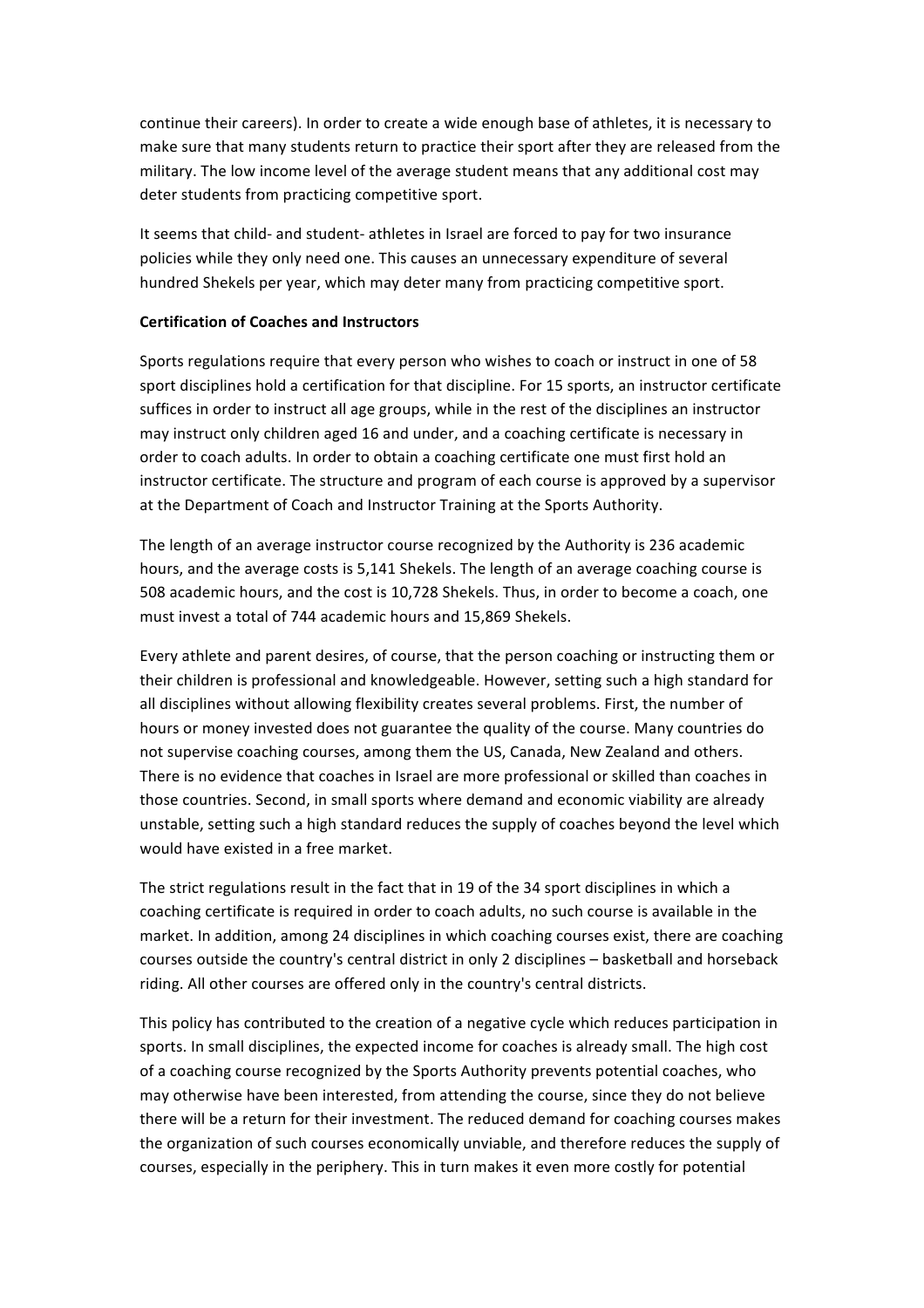continue their careers). In order to create a wide enough base of athletes, it is necessary to make sure that many students return to practice their sport after they are released from the military. The low income level of the average student means that any additional cost may deter students from practicing competitive sport.

It seems that child- and student- athletes in Israel are forced to pay for two insurance policies while they only need one. This causes an unnecessary expenditure of several hundred Shekels per year, which may deter many from practicing competitive sport.

**Certification of Coaches and Instructors**

Sports regulations require that every person who wishes to coach or instruct in one of 58 sport disciplines hold a certification for that discipline. For 15 sports, an instructor certificate suffices in order to instruct all age groups, while in the rest of the disciplines an instructor may instruct only children aged 16 and under, and a coaching certificate is necessary in order to coach adults. In order to obtain a coaching certificate one must first hold an instructor certificate. The structure and program of each course is approved by a supervisor at the Department of Coach and Instructor Training at the Sports Authority.

The length of an average instructor course recognized by the Authority is 236 academic hours, and the average costs is 5,141 Shekels. The length of an average coaching course is 508 academic hours, and the cost is 10,728 Shekels. Thus, in order to become a coach, one must invest a total of 744 academic hours and 15,869 Shekels.

Every athlete and parent desires, of course, that the person coaching or instructing them or their children is professional and knowledgeable. However, setting such a high standard for all disciplines without allowing flexibility creates several problems. First, the number of hours or money invested does not guarantee the quality of the course. Many countries do not supervise coaching courses, among them the US, Canada, New Zealand and others. There is no evidence that coaches in Israel are more professional or skilled than coaches in those countries. Second, in small sports where demand and economic viability are already unstable, setting such a high standard reduces the supply of coaches beyond the level which would have existed in a free market.

The strict regulations result in the fact that in 19 of the 34 sport disciplines in which a coaching certificate is required in order to coach adults, no such course is available in the market. In addition, among 24 disciplines in which coaching courses exist, there are coaching courses outside the country's central district in only 2 disciplines – basketball and horseback riding. All other courses are offered only in the country's central districts.

This policy has contributed to the creation of a negative cycle which reduces participation in sports. In small disciplines, the expected income for coaches is already small. The high cost of a coaching course recognized by the Sports Authority prevents potential coaches, who may otherwise have been interested, from attending the course, since they do not believe there will be a return for their investment. The reduced demand for coaching courses makes the organization of such courses economically unviable, and therefore reduces the supply of courses, especially in the periphery. This in turn makes it even more costly for potential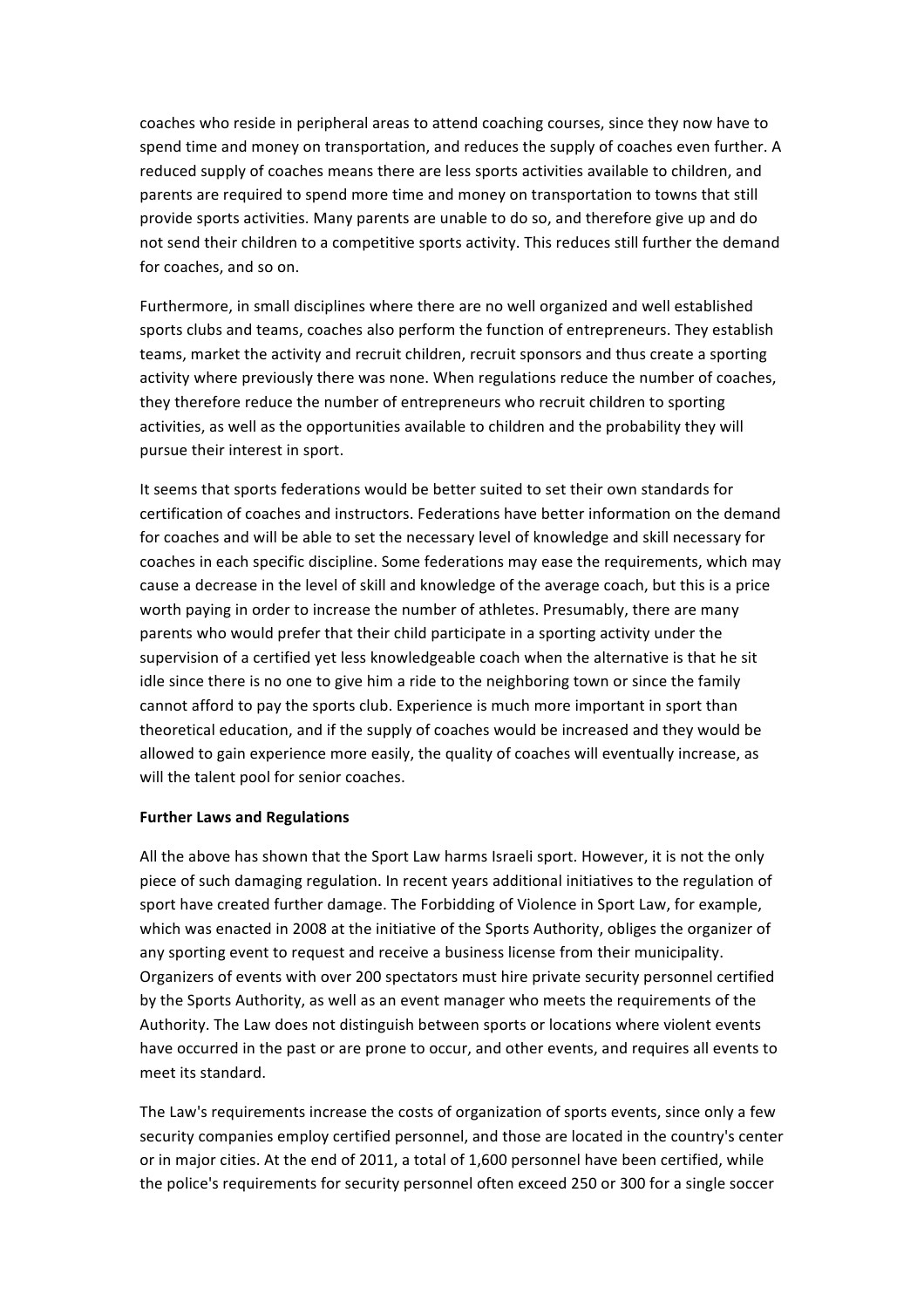coaches who reside in peripheral areas to attend coaching courses, since they now have to spend time and money on transportation, and reduces the supply of coaches even further. A reduced supply of coaches means there are less sports activities available to children, and parents are required to spend more time and money on transportation to towns that still provide sports activities. Many parents are unable to do so, and therefore give up and do not send their children to a competitive sports activity. This reduces still further the demand for coaches, and so on.

Furthermore, in small disciplines where there are no well organized and well established sports clubs and teams, coaches also perform the function of entrepreneurs. They establish teams, market the activity and recruit children, recruit sponsors and thus create a sporting activity where previously there was none. When regulations reduce the number of coaches, they therefore reduce the number of entrepreneurs who recruit children to sporting activities, as well as the opportunities available to children and the probability they will pursue their interest in sport.

It seems that sports federations would be better suited to set their own standards for certification of coaches and instructors. Federations have better information on the demand for coaches and will be able to set the necessary level of knowledge and skill necessary for coaches in each specific discipline. Some federations may ease the requirements, which may cause a decrease in the level of skill and knowledge of the average coach, but this is a price worth paying in order to increase the number of athletes. Presumably, there are many parents who would prefer that their child participate in a sporting activity under the supervision of a certified yet less knowledgeable coach when the alternative is that he sit idle since there is no one to give him a ride to the neighboring town or since the family cannot afford to pay the sports club. Experience is much more important in sport than theoretical education, and if the supply of coaches would be increased and they would be allowed to gain experience more easily, the quality of coaches will eventually increase, as will the talent pool for senior coaches.

**Further Laws and Regulations**

All the above has shown that the Sport Law harms Israeli sport. However, it is not the only piece of such damaging regulation. In recent years additional initiatives to the regulation of sport have created further damage. The Forbidding of Violence in Sport Law, for example, which was enacted in 2008 at the initiative of the Sports Authority, obliges the organizer of any sporting event to request and receive a business license from their municipality. Organizers of events with over 200 spectators must hire private security personnel certified by the Sports Authority, as well as an event manager who meets the requirements of the Authority. The Law does not distinguish between sports or locations where violent events have occurred in the past or are prone to occur, and other events, and requires all events to meet its standard.

The Law's requirements increase the costs of organization of sports events, since only a few security companies employ certified personnel, and those are located in the country's center or in major cities. At the end of 2011, a total of 1,600 personnel have been certified, while the police's requirements for security personnel often exceed 250 or 300 for a single soccer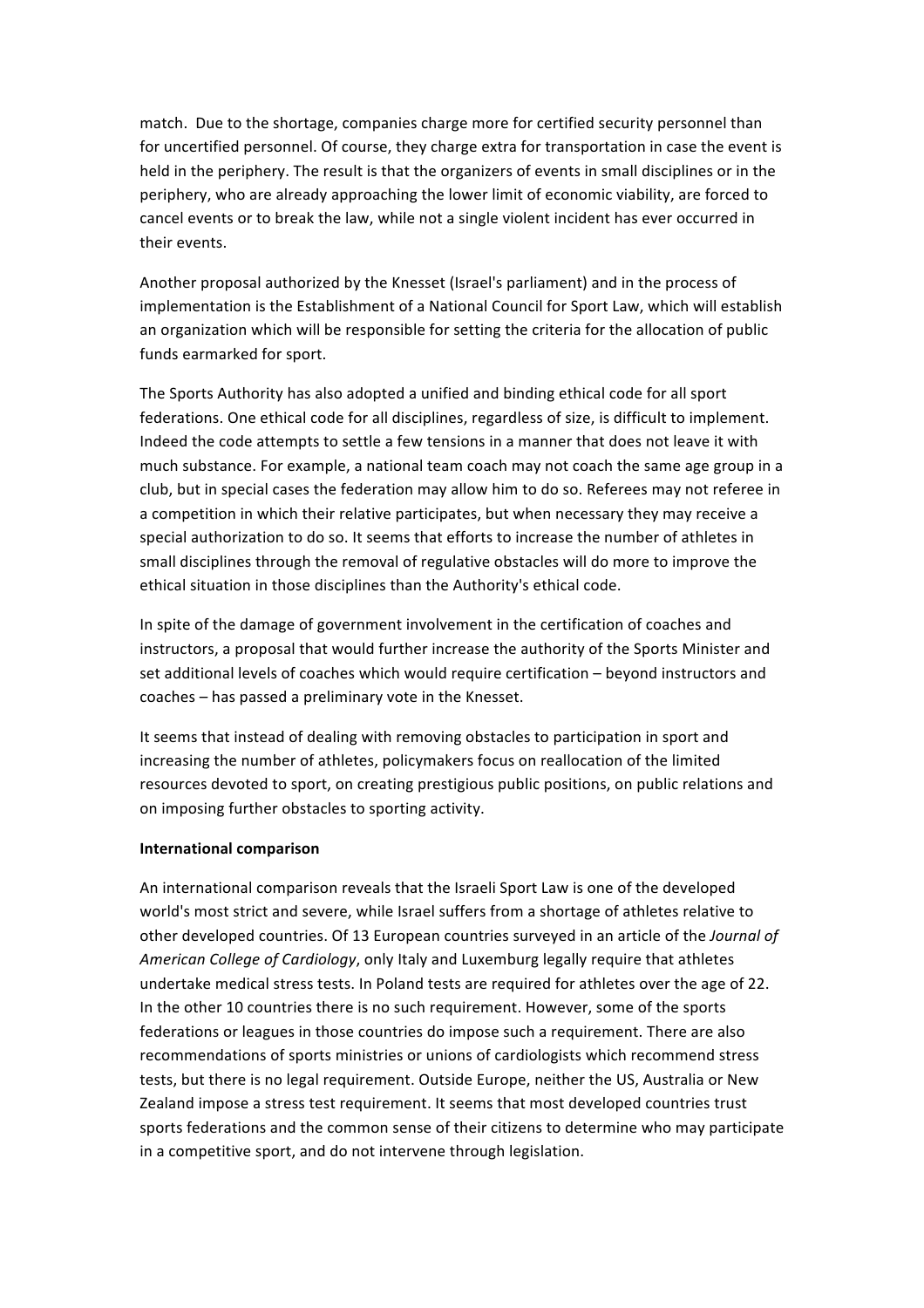match. Due to the shortage, companies charge more for certified security personnel than for uncertified personnel. Of course, they charge extra for transportation in case the event is held in the periphery. The result is that the organizers of events in small disciplines or in the periphery, who are already approaching the lower limit of economic viability, are forced to cancel events or to break the law, while not a single violent incident has ever occurred in their events.

Another proposal authorized by the Knesset (Israel's parliament) and in the process of implementation is the Establishment of a National Council for Sport Law, which will establish an organization which will be responsible for setting the criteria for the allocation of public funds earmarked for sport.

The Sports Authority has also adopted a unified and binding ethical code for all sport federations. One ethical code for all disciplines, regardless of size, is difficult to implement. Indeed the code attempts to settle a few tensions in a manner that does not leave it with much substance. For example, a national team coach may not coach the same age group in a club, but in special cases the federation may allow him to do so. Referees may not referee in a competition in which their relative participates, but when necessary they may receive a special authorization to do so. It seems that efforts to increase the number of athletes in small disciplines through the removal of regulative obstacles will do more to improve the ethical situation in those disciplines than the Authority's ethical code.

In spite of the damage of government involvement in the certification of coaches and instructors, a proposal that would further increase the authority of the Sports Minister and set additional levels of coaches which would require certification – beyond instructors and coaches – has passed a preliminary vote in the Knesset.

It seems that instead of dealing with removing obstacles to participation in sport and increasing the number of athletes, policymakers focus on reallocation of the limited resources devoted to sport, on creating prestigious public positions, on public relations and on imposing further obstacles to sporting activity.

**International comparison**

An international comparison reveals that the Israeli Sport Law is one of the developed world's most strict and severe, while Israel suffers from a shortage of athletes relative to other developed countries. Of 13 European countries surveyed in an article of the *Journal of American College of Cardiology*, only Italy and Luxemburg legally require that athletes undertake medical stress tests. In Poland tests are required for athletes over the age of 22. In the other 10 countries there is no such requirement. However, some of the sports federations or leagues in those countries do impose such a requirement. There are also recommendations of sports ministries or unions of cardiologists which recommend stress tests, but there is no legal requirement. Outside Europe, neither the US, Australia or New Zealand impose a stress test requirement. It seems that most developed countries trust sports federations and the common sense of their citizens to determine who may participate in a competitive sport, and do not intervene through legislation.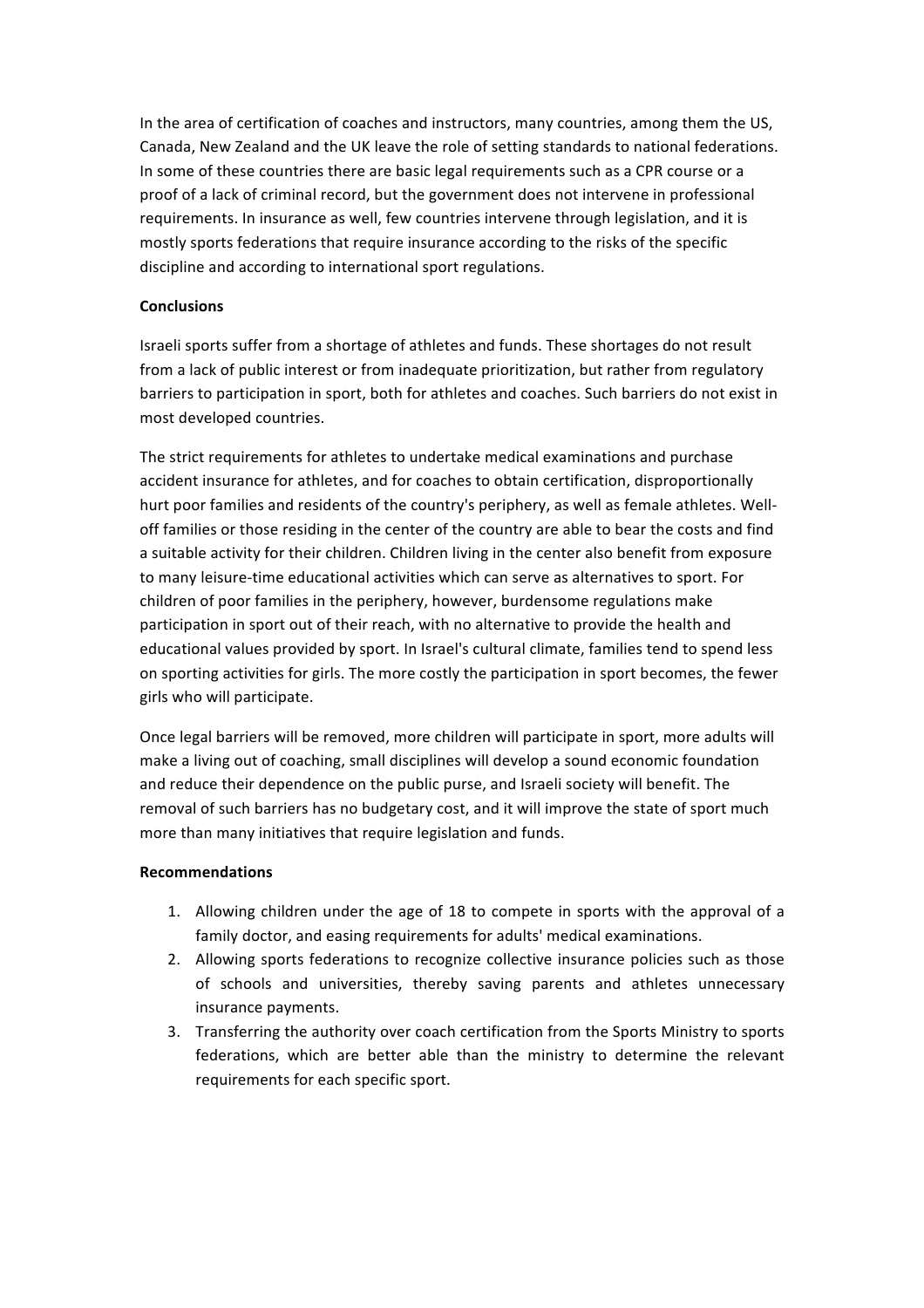In the area of certification of coaches and instructors, many countries, among them the US, Canada, New Zealand and the UK leave the role of setting standards to national federations. In some of these countries there are basic legal requirements such as a CPR course or a proof of a lack of criminal record, but the government does not intervene in professional requirements. In insurance as well, few countries intervene through legislation, and it is mostly sports federations that require insurance according to the risks of the specific discipline and according to international sport regulations.

**Conclusions**

Israeli sports suffer from a shortage of athletes and funds. These shortages do not result from a lack of public interest or from inadequate prioritization, but rather from regulatory barriers to participation in sport, both for athletes and coaches. Such barriers do not exist in most developed countries.

The strict requirements for athletes to undertake medical examinations and purchase accident insurance for athletes, and for coaches to obtain certification, disproportionally hurt poor families and residents of the country's periphery, as well as female athletes. Well-off families or those residing in the center of the country are able to bear the costs and find a suitable activity for their children. Children living in the center also benefit from exposure to many leisure-time educational activities which can serve as alternatives to sport. For children of poor families in the periphery, however, burdensome regulations make participation in sport out of their reach, with no alternative to provide the health and educational values provided by sport. In Israel's cultural climate, families tend to spend less on sporting activities for girls. The more costly the participation in sport becomes, the fewer girls who will participate.

Once legal barriers will be removed, more children will participate in sport, more adults will make a living out of coaching, small disciplines will develop a sound economic foundation and reduce their dependence on the public purse, and Israeli society will benefit. The removal of such barriers has no budgetary cost, and it will improve the state of sport much more than many initiatives that require legislation and funds.

**Recommendations**

1. Allowing children under the age of 18 to compete in sports with the approval of a family doctor, and easing requirements for adults' medical examinations.
2. Allowing sports federations to recognize collective insurance policies such as those of schools and universities, thereby saving parents and athletes unnecessary insurance payments.
3. Transferring the authority over coach certification from the Sports Ministry to sports federations, which are better able than the ministry to determine the relevant requirements for each specific sport.